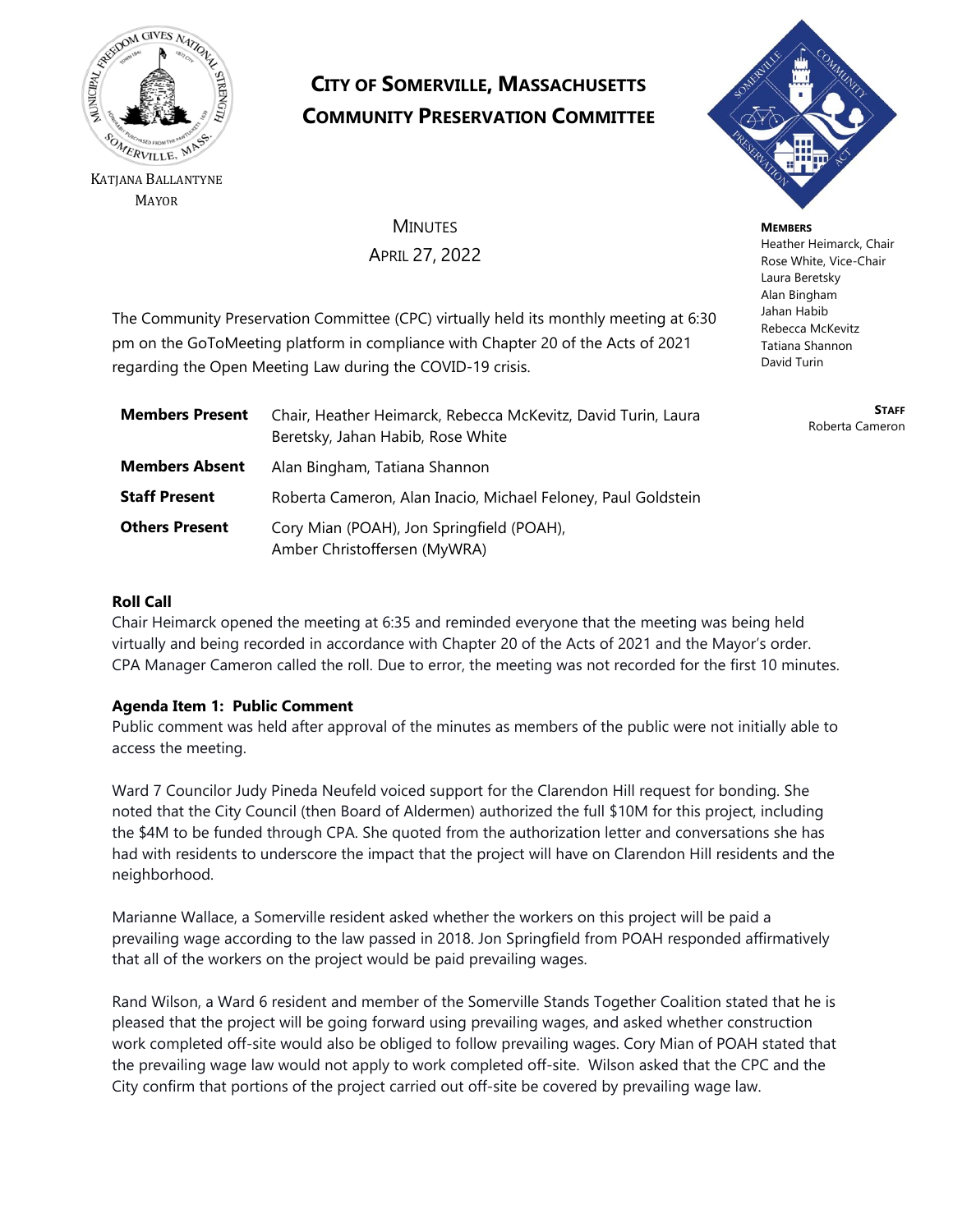KATJANA BALLANTYNE
MAYOR

# CITY OF SOMERVILLE, MASSACHUSETTS
# COMMUNITY PRESERVATION COMMITTEE

**MEMBERS**
Heather Heimarck, Chair
Rose White, Vice-Chair
Laura Beretsky
Alan Bingham
Jahan Habib
Rebecca McKevitz
Tatiana Shannon
David Turin

**STAFF**
Roberta Cameron

## MINUTES
## APRIL 27, 2022

The Community Preservation Committee (CPC) virtually held its monthly meeting at 6:30 pm on the GoToMeeting platform in compliance with Chapter 20 of the Acts of 2021 regarding the Open Meeting Law during the COVID-19 crisis.

| | |
|---|---|
| **Members Present** | Chair, Heather Heimarck, Rebecca McKevitz, David Turin, Laura Beretsky, Jahan Habib, Rose White |
| **Members Absent** | Alan Bingham, Tatiana Shannon |
| **Staff Present** | Roberta Cameron, Alan Inacio, Michael Feloney, Paul Goldstein |
| **Others Present** | Cory Mian (POAH), Jon Springfield (POAH), Amber Christoffersen (MyWRA) |

**Roll Call**
Chair Heimarck opened the meeting at 6:35 and reminded everyone that the meeting was being held virtually and being recorded in accordance with Chapter 20 of the Acts of 2021 and the Mayor's order. CPA Manager Cameron called the roll. Due to error, the meeting was not recorded for the first 10 minutes.

**Agenda Item 1: Public Comment**
Public comment was held after approval of the minutes as members of the public were not initially able to access the meeting.

Ward 7 Councilor Judy Pineda Neufeld voiced support for the Clarendon Hill request for bonding. She noted that the City Council (then Board of Aldermen) authorized the full $10M for this project, including the $4M to be funded through CPA. She quoted from the authorization letter and conversations she has had with residents to underscore the impact that the project will have on Clarendon Hill residents and the neighborhood.

Marianne Wallace, a Somerville resident asked whether the workers on this project will be paid a prevailing wage according to the law passed in 2018. Jon Springfield from POAH responded affirmatively that all of the workers on the project would be paid prevailing wages.

Rand Wilson, a Ward 6 resident and member of the Somerville Stands Together Coalition stated that he is pleased that the project will be going forward using prevailing wages, and asked whether construction work completed off-site would also be obliged to follow prevailing wages. Cory Mian of POAH stated that the prevailing wage law would not apply to work completed off-site. Wilson asked that the CPC and the City confirm that portions of the project carried out off-site be covered by prevailing wage law.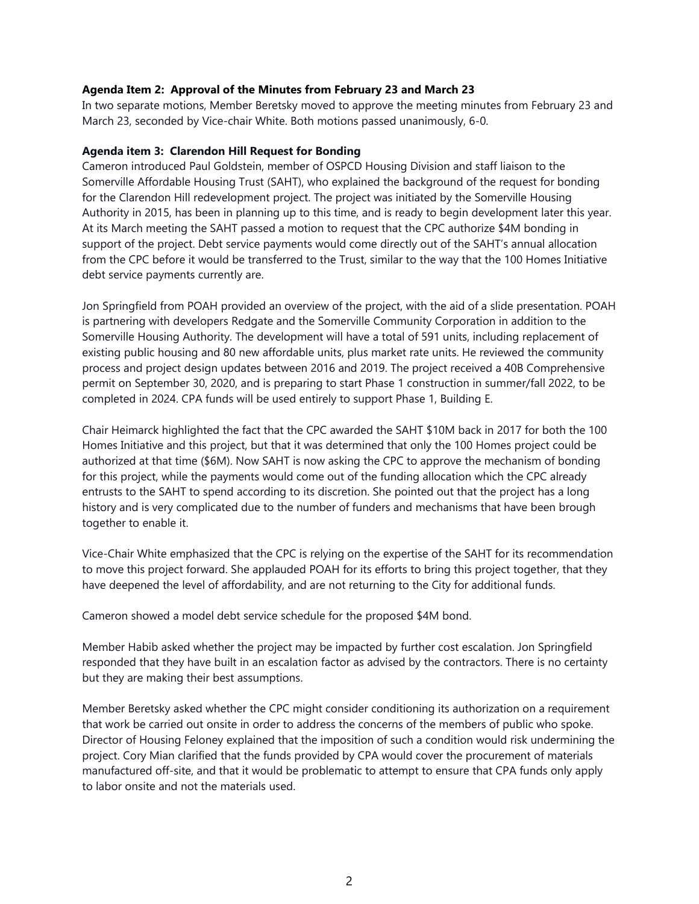**Agenda Item 2: Approval of the Minutes from February 23 and March 23**

In two separate motions, Member Beretsky moved to approve the meeting minutes from February 23 and March 23, seconded by Vice-chair White. Both motions passed unanimously, 6-0.

**Agenda item 3: Clarendon Hill Request for Bonding**

Cameron introduced Paul Goldstein, member of OSPCD Housing Division and staff liaison to the Somerville Affordable Housing Trust (SAHT), who explained the background of the request for bonding for the Clarendon Hill redevelopment project. The project was initiated by the Somerville Housing Authority in 2015, has been in planning up to this time, and is ready to begin development later this year. At its March meeting the SAHT passed a motion to request that the CPC authorize $4M bonding in support of the project. Debt service payments would come directly out of the SAHT's annual allocation from the CPC before it would be transferred to the Trust, similar to the way that the 100 Homes Initiative debt service payments currently are.

Jon Springfield from POAH provided an overview of the project, with the aid of a slide presentation. POAH is partnering with developers Redgate and the Somerville Community Corporation in addition to the Somerville Housing Authority. The development will have a total of 591 units, including replacement of existing public housing and 80 new affordable units, plus market rate units. He reviewed the community process and project design updates between 2016 and 2019. The project received a 40B Comprehensive permit on September 30, 2020, and is preparing to start Phase 1 construction in summer/fall 2022, to be completed in 2024. CPA funds will be used entirely to support Phase 1, Building E.

Chair Heimarck highlighted the fact that the CPC awarded the SAHT $10M back in 2017 for both the 100 Homes Initiative and this project, but that it was determined that only the 100 Homes project could be authorized at that time ($6M). Now SAHT is now asking the CPC to approve the mechanism of bonding for this project, while the payments would come out of the funding allocation which the CPC already entrusts to the SAHT to spend according to its discretion. She pointed out that the project has a long history and is very complicated due to the number of funders and mechanisms that have been brough together to enable it.

Vice-Chair White emphasized that the CPC is relying on the expertise of the SAHT for its recommendation to move this project forward. She applauded POAH for its efforts to bring this project together, that they have deepened the level of affordability, and are not returning to the City for additional funds.

Cameron showed a model debt service schedule for the proposed $4M bond.

Member Habib asked whether the project may be impacted by further cost escalation. Jon Springfield responded that they have built in an escalation factor as advised by the contractors. There is no certainty but they are making their best assumptions.

Member Beretsky asked whether the CPC might consider conditioning its authorization on a requirement that work be carried out onsite in order to address the concerns of the members of public who spoke. Director of Housing Feloney explained that the imposition of such a condition would risk undermining the project. Cory Mian clarified that the funds provided by CPA would cover the procurement of materials manufactured off-site, and that it would be problematic to attempt to ensure that CPA funds only apply to labor onsite and not the materials used.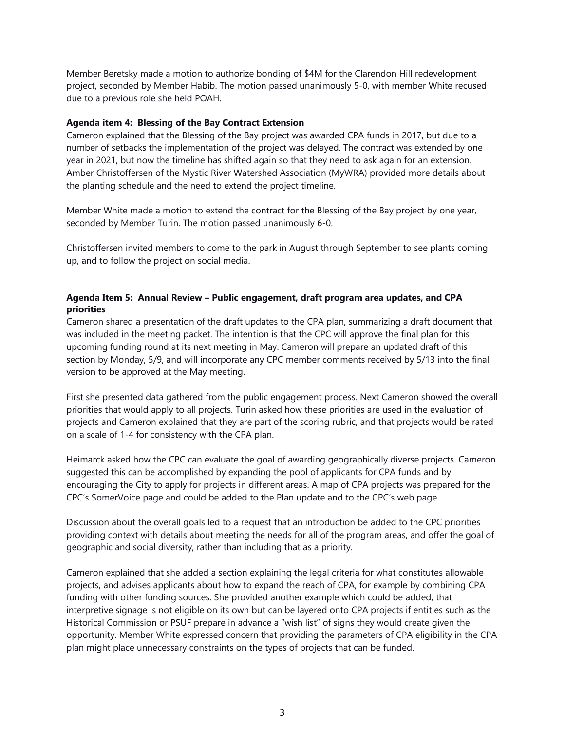Member Beretsky made a motion to authorize bonding of $4M for the Clarendon Hill redevelopment project, seconded by Member Habib. The motion passed unanimously 5-0, with member White recused due to a previous role she held POAH.

**Agenda item 4: Blessing of the Bay Contract Extension**

Cameron explained that the Blessing of the Bay project was awarded CPA funds in 2017, but due to a number of setbacks the implementation of the project was delayed. The contract was extended by one year in 2021, but now the timeline has shifted again so that they need to ask again for an extension. Amber Christoffersen of the Mystic River Watershed Association (MyWRA) provided more details about the planting schedule and the need to extend the project timeline.

Member White made a motion to extend the contract for the Blessing of the Bay project by one year, seconded by Member Turin. The motion passed unanimously 6-0.

Christoffersen invited members to come to the park in August through September to see plants coming up, and to follow the project on social media.

**Agenda Item 5: Annual Review – Public engagement, draft program area updates, and CPA priorities**

Cameron shared a presentation of the draft updates to the CPA plan, summarizing a draft document that was included in the meeting packet. The intention is that the CPC will approve the final plan for this upcoming funding round at its next meeting in May. Cameron will prepare an updated draft of this section by Monday, 5/9, and will incorporate any CPC member comments received by 5/13 into the final version to be approved at the May meeting.

First she presented data gathered from the public engagement process. Next Cameron showed the overall priorities that would apply to all projects. Turin asked how these priorities are used in the evaluation of projects and Cameron explained that they are part of the scoring rubric, and that projects would be rated on a scale of 1-4 for consistency with the CPA plan.

Heimarck asked how the CPC can evaluate the goal of awarding geographically diverse projects. Cameron suggested this can be accomplished by expanding the pool of applicants for CPA funds and by encouraging the City to apply for projects in different areas. A map of CPA projects was prepared for the CPC's SomerVoice page and could be added to the Plan update and to the CPC's web page.

Discussion about the overall goals led to a request that an introduction be added to the CPC priorities providing context with details about meeting the needs for all of the program areas, and offer the goal of geographic and social diversity, rather than including that as a priority.

Cameron explained that she added a section explaining the legal criteria for what constitutes allowable projects, and advises applicants about how to expand the reach of CPA, for example by combining CPA funding with other funding sources. She provided another example which could be added, that interpretive signage is not eligible on its own but can be layered onto CPA projects if entities such as the Historical Commission or PSUF prepare in advance a "wish list" of signs they would create given the opportunity. Member White expressed concern that providing the parameters of CPA eligibility in the CPA plan might place unnecessary constraints on the types of projects that can be funded.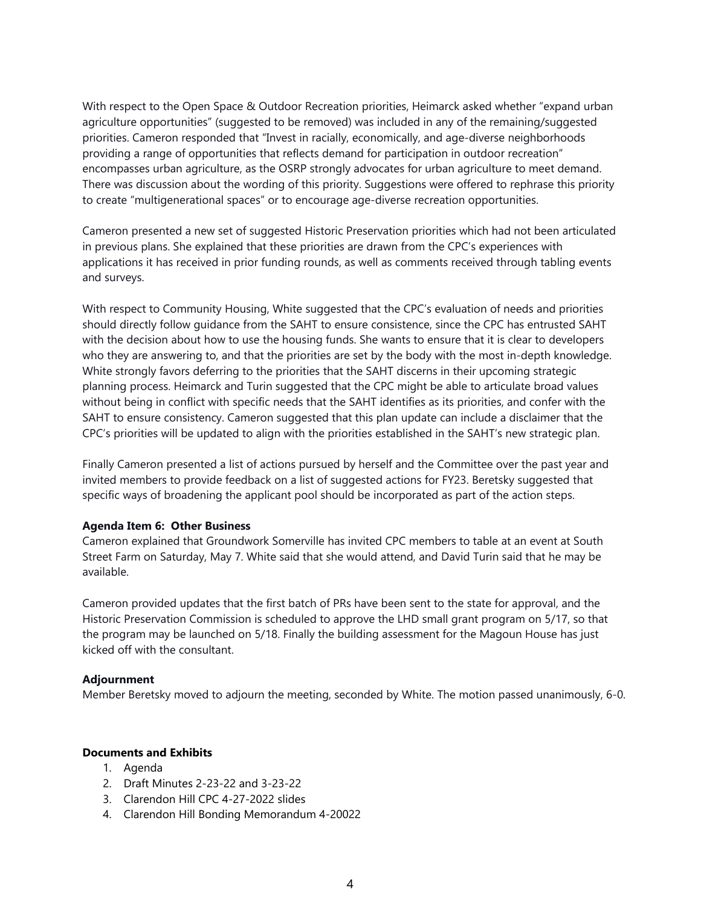With respect to the Open Space & Outdoor Recreation priorities, Heimarck asked whether "expand urban agriculture opportunities" (suggested to be removed) was included in any of the remaining/suggested priorities. Cameron responded that "Invest in racially, economically, and age-diverse neighborhoods providing a range of opportunities that reflects demand for participation in outdoor recreation" encompasses urban agriculture, as the OSRP strongly advocates for urban agriculture to meet demand. There was discussion about the wording of this priority. Suggestions were offered to rephrase this priority to create "multigenerational spaces" or to encourage age-diverse recreation opportunities.

Cameron presented a new set of suggested Historic Preservation priorities which had not been articulated in previous plans. She explained that these priorities are drawn from the CPC's experiences with applications it has received in prior funding rounds, as well as comments received through tabling events and surveys.

With respect to Community Housing, White suggested that the CPC's evaluation of needs and priorities should directly follow guidance from the SAHT to ensure consistence, since the CPC has entrusted SAHT with the decision about how to use the housing funds. She wants to ensure that it is clear to developers who they are answering to, and that the priorities are set by the body with the most in-depth knowledge. White strongly favors deferring to the priorities that the SAHT discerns in their upcoming strategic planning process. Heimarck and Turin suggested that the CPC might be able to articulate broad values without being in conflict with specific needs that the SAHT identifies as its priorities, and confer with the SAHT to ensure consistency. Cameron suggested that this plan update can include a disclaimer that the CPC's priorities will be updated to align with the priorities established in the SAHT's new strategic plan.

Finally Cameron presented a list of actions pursued by herself and the Committee over the past year and invited members to provide feedback on a list of suggested actions for FY23. Beretsky suggested that specific ways of broadening the applicant pool should be incorporated as part of the action steps.

**Agenda Item 6: Other Business**

Cameron explained that Groundwork Somerville has invited CPC members to table at an event at South Street Farm on Saturday, May 7. White said that she would attend, and David Turin said that he may be available.

Cameron provided updates that the first batch of PRs have been sent to the state for approval, and the Historic Preservation Commission is scheduled to approve the LHD small grant program on 5/17, so that the program may be launched on 5/18. Finally the building assessment for the Magoun House has just kicked off with the consultant.

**Adjournment**

Member Beretsky moved to adjourn the meeting, seconded by White. The motion passed unanimously, 6-0.

**Documents and Exhibits**

1. Agenda
2. Draft Minutes 2-23-22 and 3-23-22
3. Clarendon Hill CPC 4-27-2022 slides
4. Clarendon Hill Bonding Memorandum 4-20022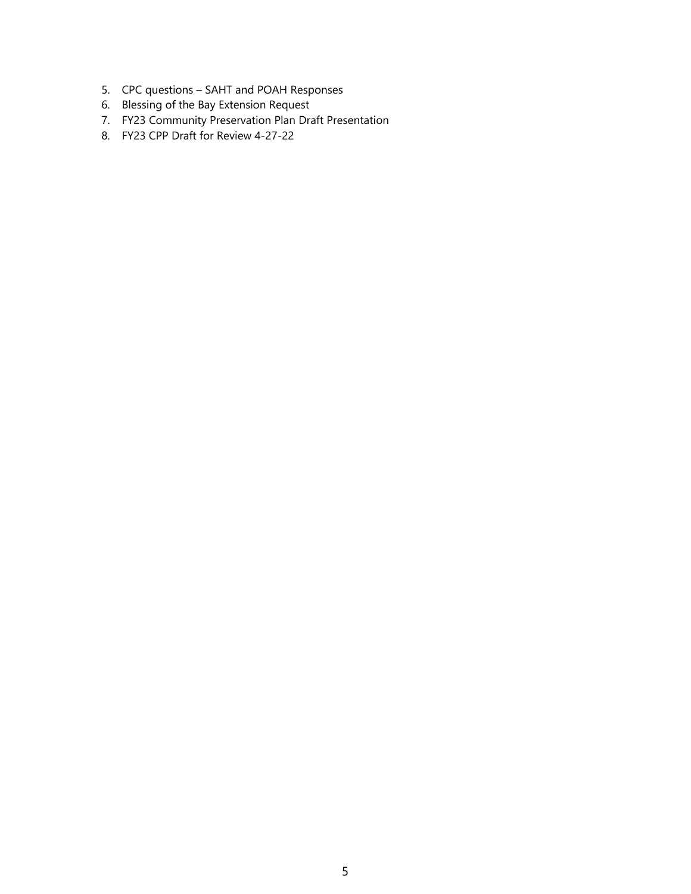5. CPC questions – SAHT and POAH Responses
6. Blessing of the Bay Extension Request
7. FY23 Community Preservation Plan Draft Presentation
8. FY23 CPP Draft for Review 4-27-22